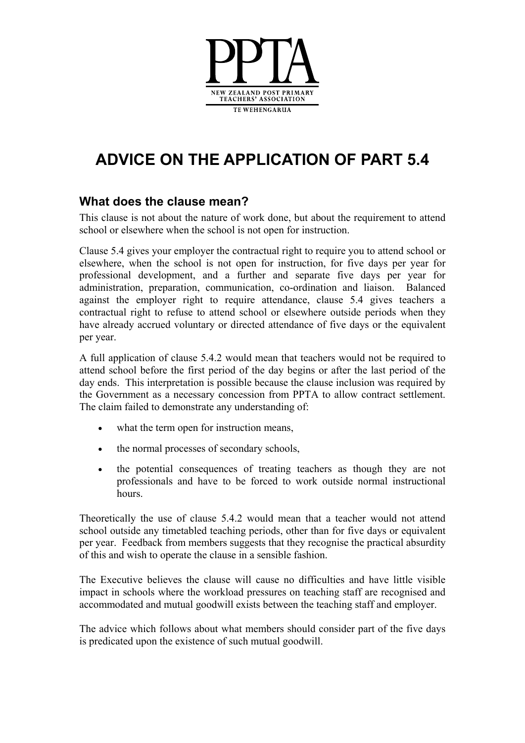PPTA

NEW ZEALAND POST PRIMARY TEACHERS' ASSOCIATION

TE WEHENGARUA

# ADVICE ON THE APPLICATION OF PART 5.4

## What does the clause mean?

This clause is not about the nature of work done, but about the requirement to attend school or elsewhere when the school is not open for instruction.

Clause 5.4 gives your employer the contractual right to require you to attend school or elsewhere, when the school is not open for instruction, for five days per year for professional development, and a further and separate five days per year for administration, preparation, communication, co-ordination and liaison. Balanced against the employer right to require attendance, clause 5.4 gives teachers a contractual right to refuse to attend school or elsewhere outside periods when they have already accrued voluntary or directed attendance of five days or the equivalent per year.

A full application of clause 5.4.2 would mean that teachers would not be required to attend school before the first period of the day begins or after the last period of the day ends. This interpretation is possible because the clause inclusion was required by the Government as a necessary concession from PPTA to allow contract settlement. The claim failed to demonstrate any understanding of:

- what the term open for instruction means,
- the normal processes of secondary schools,
- the potential consequences of treating teachers as though they are not professionals and have to be forced to work outside normal instructional hours.

Theoretically the use of clause 5.4.2 would mean that a teacher would not attend school outside any timetabled teaching periods, other than for five days or equivalent per year. Feedback from members suggests that they recognise the practical absurdity of this and wish to operate the clause in a sensible fashion.

The Executive believes the clause will cause no difficulties and have little visible impact in schools where the workload pressures on teaching staff are recognised and accommodated and mutual goodwill exists between the teaching staff and employer.

The advice which follows about what members should consider part of the five days is predicated upon the existence of such mutual goodwill.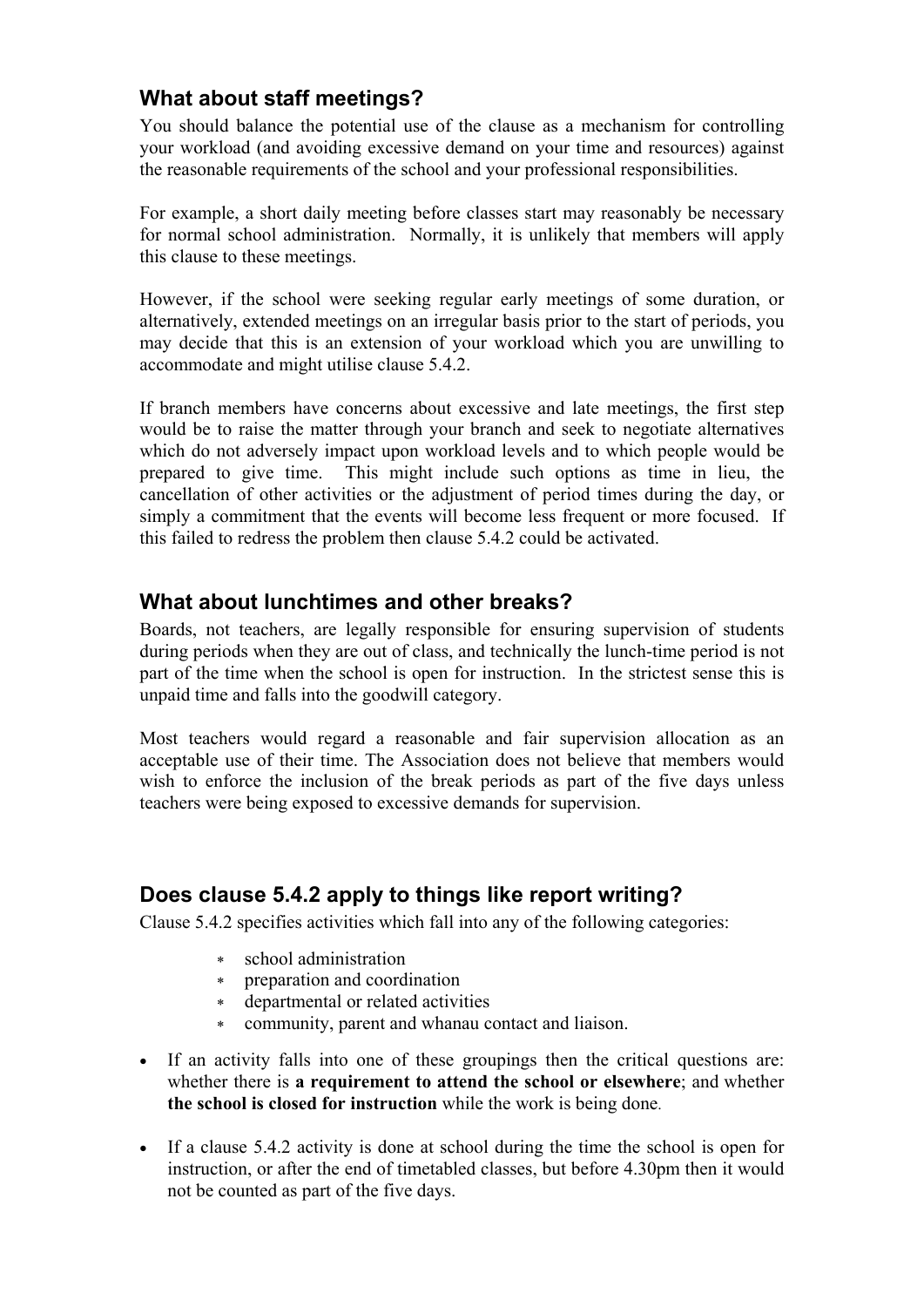## What about staff meetings?

You should balance the potential use of the clause as a mechanism for controlling your workload (and avoiding excessive demand on your time and resources) against the reasonable requirements of the school and your professional responsibilities.

For example, a short daily meeting before classes start may reasonably be necessary for normal school administration. Normally, it is unlikely that members will apply this clause to these meetings.

However, if the school were seeking regular early meetings of some duration, or alternatively, extended meetings on an irregular basis prior to the start of periods, you may decide that this is an extension of your workload which you are unwilling to accommodate and might utilise clause 5.4.2.

If branch members have concerns about excessive and late meetings, the first step would be to raise the matter through your branch and seek to negotiate alternatives which do not adversely impact upon workload levels and to which people would be prepared to give time. This might include such options as time in lieu, the cancellation of other activities or the adjustment of period times during the day, or simply a commitment that the events will become less frequent or more focused. If this failed to redress the problem then clause 5.4.2 could be activated.

## What about lunchtimes and other breaks?

Boards, not teachers, are legally responsible for ensuring supervision of students during periods when they are out of class, and technically the lunch-time period is not part of the time when the school is open for instruction. In the strictest sense this is unpaid time and falls into the goodwill category.

Most teachers would regard a reasonable and fair supervision allocation as an acceptable use of their time. The Association does not believe that members would wish to enforce the inclusion of the break periods as part of the five days unless teachers were being exposed to excessive demands for supervision.

## Does clause 5.4.2 apply to things like report writing?

Clause 5.4.2 specifies activities which fall into any of the following categories:

- school administration
- preparation and coordination
- departmental or related activities
- community, parent and whanau contact and liaison.

- If an activity falls into one of these groupings then the critical questions are: whether there is **a requirement to attend the school or elsewhere**; and whether **the school is closed for instruction** while the work is being done.

- If a clause 5.4.2 activity is done at school during the time the school is open for instruction, or after the end of timetabled classes, but before 4.30pm then it would not be counted as part of the five days.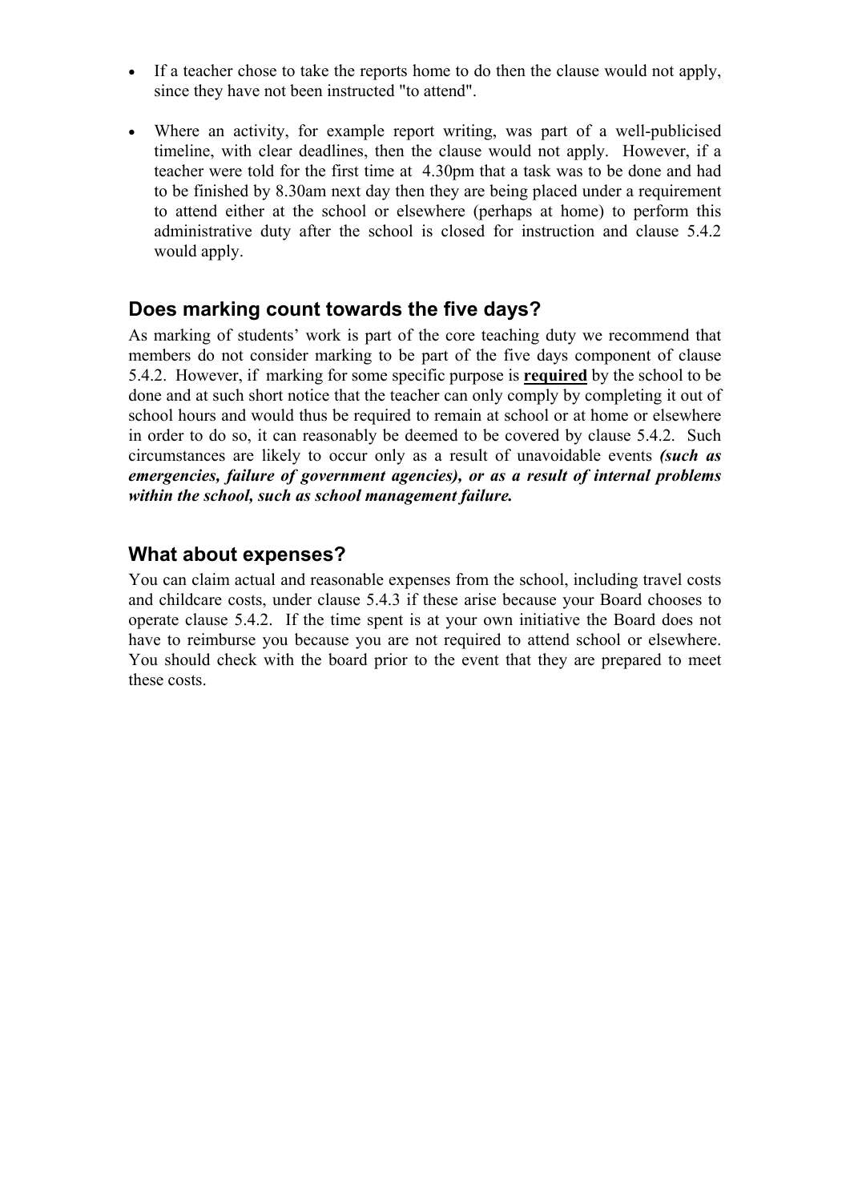- If a teacher chose to take the reports home to do then the clause would not apply, since they have not been instructed "to attend".

- Where an activity, for example report writing, was part of a well-publicised timeline, with clear deadlines, then the clause would not apply. However, if a teacher were told for the first time at 4.30pm that a task was to be done and had to be finished by 8.30am next day then they are being placed under a requirement to attend either at the school or elsewhere (perhaps at home) to perform this administrative duty after the school is closed for instruction and clause 5.4.2 would apply.

## Does marking count towards the five days?

As marking of students' work is part of the core teaching duty we recommend that members do not consider marking to be part of the five days component of clause 5.4.2. However, if marking for some specific purpose is **required** by the school to be done and at such short notice that the teacher can only comply by completing it out of school hours and would thus be required to remain at school or at home or elsewhere in order to do so, it can reasonably be deemed to be covered by clause 5.4.2. Such circumstances are likely to occur only as a result of unavoidable events ***(such as emergencies, failure of government agencies), or as a result of internal problems within the school, such as school management failure.***

## What about expenses?

You can claim actual and reasonable expenses from the school, including travel costs and childcare costs, under clause 5.4.3 if these arise because your Board chooses to operate clause 5.4.2. If the time spent is at your own initiative the Board does not have to reimburse you because you are not required to attend school or elsewhere. You should check with the board prior to the event that they are prepared to meet these costs.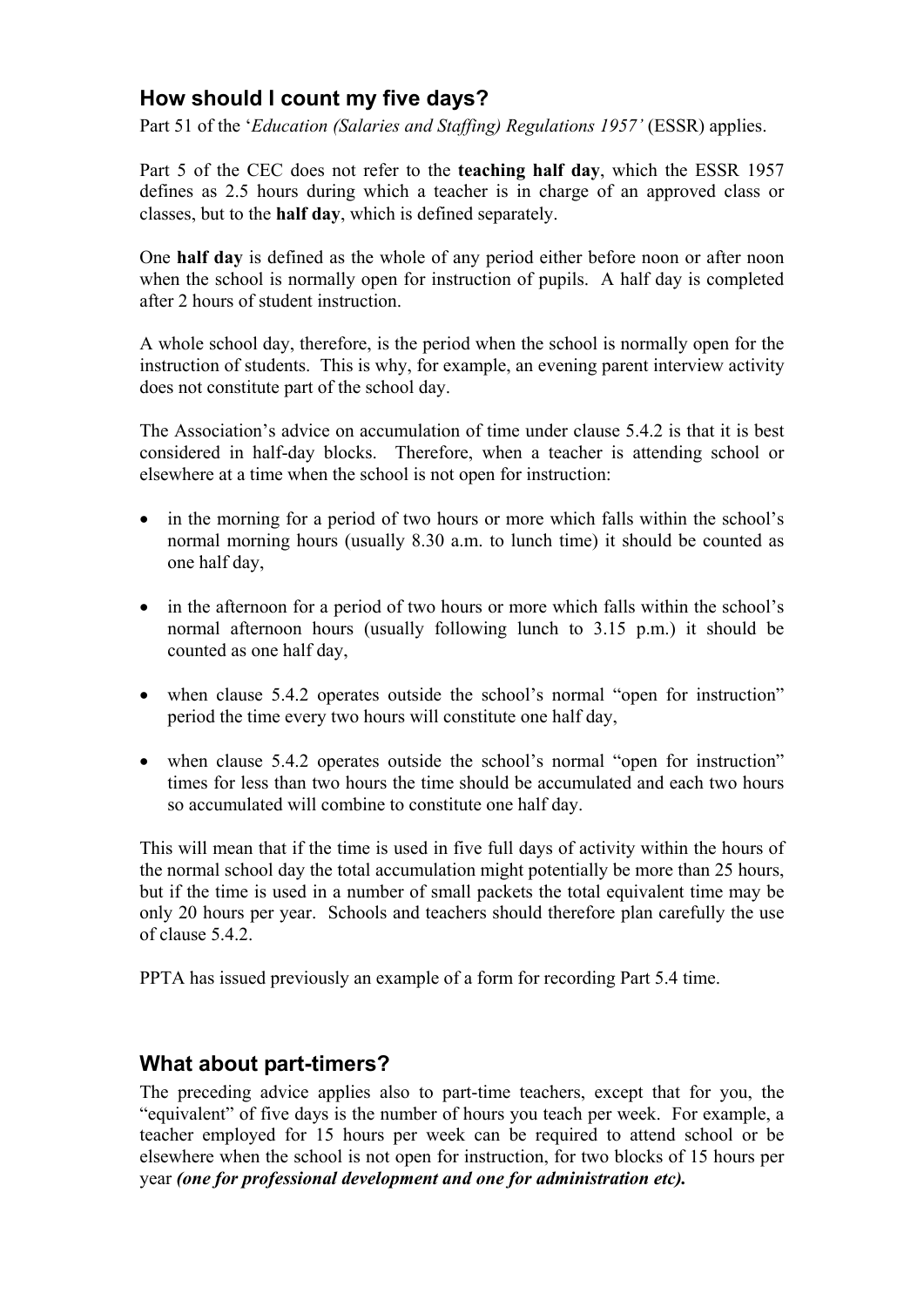## How should I count my five days?

Part 51 of the '*Education (Salaries and Staffing) Regulations 1957'* (ESSR) applies.

Part 5 of the CEC does not refer to the **teaching half day**, which the ESSR 1957 defines as 2.5 hours during which a teacher is in charge of an approved class or classes, but to the **half day**, which is defined separately.

One **half day** is defined as the whole of any period either before noon or after noon when the school is normally open for instruction of pupils. A half day is completed after 2 hours of student instruction.

A whole school day, therefore, is the period when the school is normally open for the instruction of students. This is why, for example, an evening parent interview activity does not constitute part of the school day.

The Association's advice on accumulation of time under clause 5.4.2 is that it is best considered in half-day blocks. Therefore, when a teacher is attending school or elsewhere at a time when the school is not open for instruction:

- in the morning for a period of two hours or more which falls within the school's normal morning hours (usually 8.30 a.m. to lunch time) it should be counted as one half day,
- in the afternoon for a period of two hours or more which falls within the school's normal afternoon hours (usually following lunch to 3.15 p.m.) it should be counted as one half day,
- when clause 5.4.2 operates outside the school's normal "open for instruction" period the time every two hours will constitute one half day,
- when clause 5.4.2 operates outside the school's normal "open for instruction" times for less than two hours the time should be accumulated and each two hours so accumulated will combine to constitute one half day.

This will mean that if the time is used in five full days of activity within the hours of the normal school day the total accumulation might potentially be more than 25 hours, but if the time is used in a number of small packets the total equivalent time may be only 20 hours per year. Schools and teachers should therefore plan carefully the use of clause 5.4.2.

PPTA has issued previously an example of a form for recording Part 5.4 time.

## What about part-timers?

The preceding advice applies also to part-time teachers, except that for you, the "equivalent" of five days is the number of hours you teach per week. For example, a teacher employed for 15 hours per week can be required to attend school or be elsewhere when the school is not open for instruction, for two blocks of 15 hours per year ***(one for professional development and one for administration etc).***